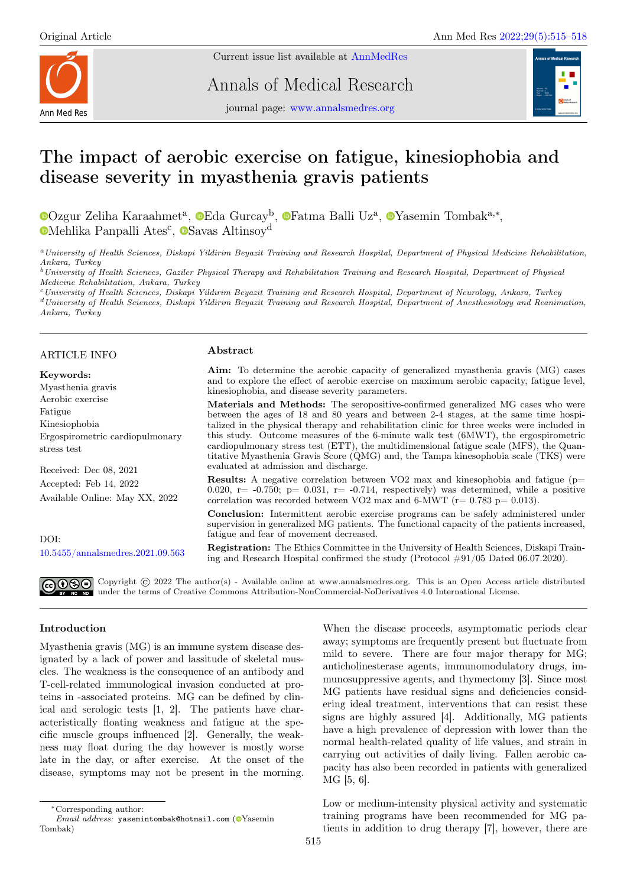Original Article

# The impact of aerobic exercise on fatigue, kinesiophobia and disease severity in myasthenia gravis patients

Ozgur Zeliha Karaahmet[a], Eda Gurcay[b], Fatma Balli Uz[a], Yasemin Tombak[a,*], Mehlika Panpalli Ates[c], Savas Altinsoy[d]

[a] *University of Health Sciences, Diskapi Yildirim Beyazit Training and Research Hospital, Department of Physical Medicine Rehabilitation, Ankara, Turkey*
[b] *University of Health Sciences, Gaziler Physical Therapy and Rehabilitation Training and Research Hospital, Department of Physical Medicine Rehabilitation, Ankara, Turkey*
[c] *University of Health Sciences, Diskapi Yildirim Beyazit Training and Research Hospital, Department of Neurology, Ankara, Turkey*
[d] *University of Health Sciences, Diskapi Yildirim Beyazit Training and Research Hospital, Department of Anesthesiology and Reanimation, Ankara, Turkey*

ARTICLE INFO

**Keywords:**
Myasthenia gravis
Aerobic exercise
Fatigue
Kinesiophobia
Ergospirometric cardiopulmonary stress test

Received: Dec 08, 2021
Accepted: Feb 14, 2022
Available Online: May XX, 2022

DOI:
10.5455/annalsmedres.2021.09.563

## Abstract

**Aim:** To determine the aerobic capacity of generalized myasthenia gravis (MG) cases and to explore the effect of aerobic exercise on maximum aerobic capacity, fatigue level, kinesiophobia, and disease severity parameters.

**Materials and Methods:** The seropositive-confirmed generalized MG cases who were between the ages of 18 and 80 years and between 2-4 stages, at the same time hospitalized in the physical therapy and rehabilitation clinic for three weeks were included in this study. Outcome measures of the 6-minute walk test (6MWT), the ergospirometric cardiopulmonary stress test (ETT), the multidimensional fatigue scale (MFS), the Quantitative Myasthenia Gravis Score (QMG) and, the Tampa kinesophobia scale (TKS) were evaluated at admission and discharge.

**Results:** A negative correlation between VO2 max and kinesophobia and fatigue ($p = 0.020$, $r = -0.750$; $p = 0.031$, $r = -0.714$, respectively) was determined, while a positive correlation was recorded between VO2 max and 6-MWT ($r = 0.783$ $p = 0.013$).

**Conclusion:** Intermittent aerobic exercise programs can be safely administered under supervision in generalized MG patients. The functional capacity of the patients increased, fatigue and fear of movement decreased.

**Registration:** The Ethics Committee in the University of Health Sciences, Diskapi Training and Research Hospital confirmed the study (Protocol #91/05 Dated 06.07.2020).

Copyright © 2022 The author(s) - Available online at www.annalsmedres.org. This is an Open Access article distributed under the terms of Creative Commons Attribution-NonCommercial-NoDerivatives 4.0 International License.

## Introduction

Myasthenia gravis (MG) is an immune system disease designated by a lack of power and lassitude of skeletal muscles. The weakness is the consequence of an antibody and T-cell-related immunological invasion conducted at proteins in -associated proteins. MG can be defined by clinical and serologic tests [1, 2]. The patients have characteristically floating weakness and fatigue at the specific muscle groups influenced [2]. Generally, the weakness may float during the day however is mostly worse late in the day, or after exercise. At the onset of the disease, symptoms may not be present in the morning. When the disease proceeds, asymptomatic periods clear away; symptoms are frequently present but fluctuate from mild to severe. There are four major therapy for MG; anticholinesterase agents, immunomodulatory drugs, immunosuppressive agents, and thymectomy [3]. Since most MG patients have residual signs and deficiencies considering ideal treatment, interventions that can resist these signs are highly assured [4]. Additionally, MG patients have a high prevalence of depression with lower than the normal health-related quality of life values, and strain in carrying out activities of daily living. Fallen aerobic capacity has also been recorded in patients with generalized MG [5, 6].

Low or medium-intensity physical activity and systematic training programs have been recommended for MG patients in addition to drug therapy [7], however, there are

*Corresponding author:
*Email address:* yasemintombak@hotmail.com (Yasemin Tombak)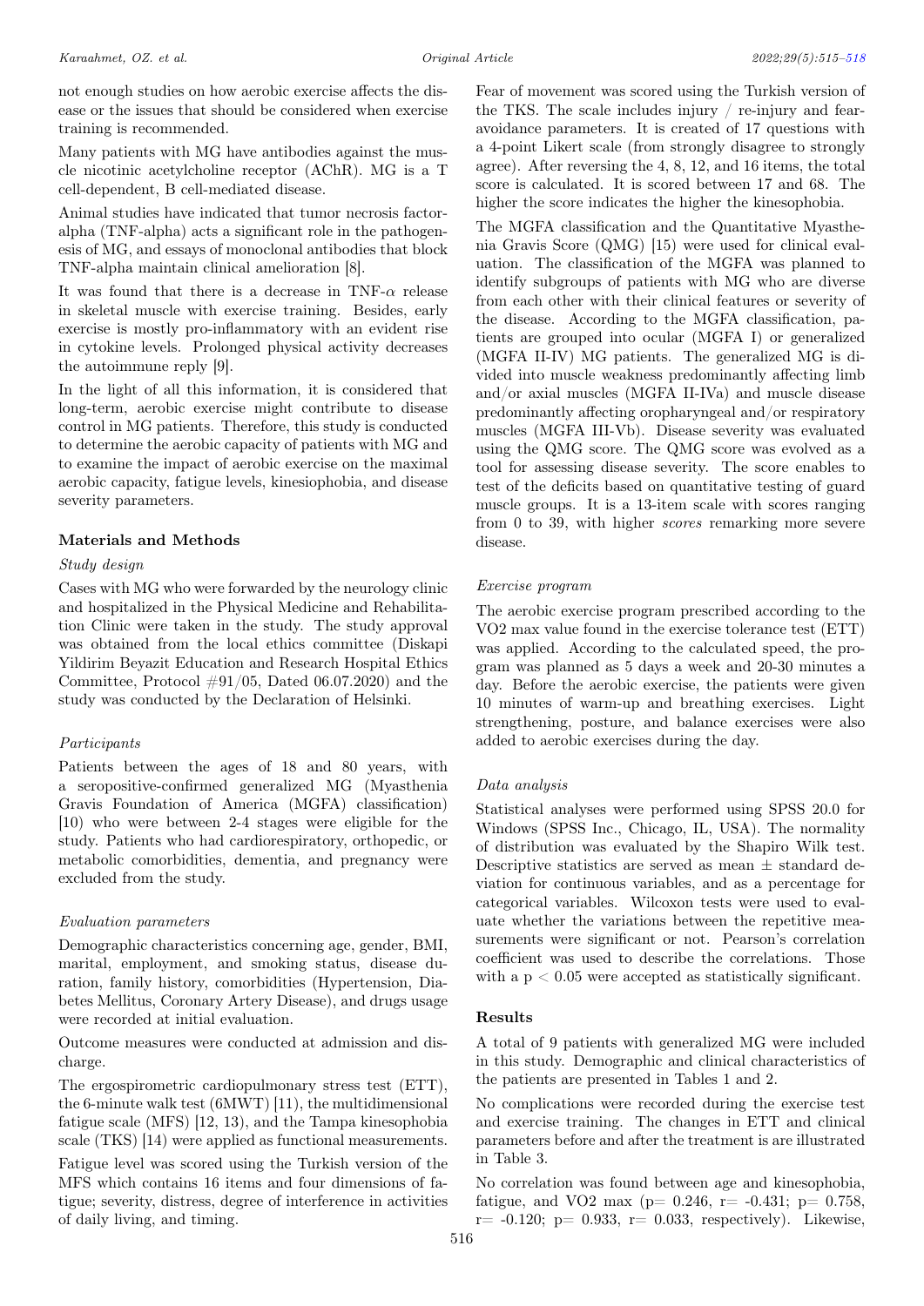not enough studies on how aerobic exercise affects the disease or the issues that should be considered when exercise training is recommended.

Many patients with MG have antibodies against the muscle nicotinic acetylcholine receptor (AChR). MG is a T cell-dependent, B cell-mediated disease.

Animal studies have indicated that tumor necrosis factor-alpha (TNF-alpha) acts a significant role in the pathogenesis of MG, and essays of monoclonal antibodies that block TNF-alpha maintain clinical amelioration [8].

It was found that there is a decrease in TNF-$\alpha$ release in skeletal muscle with exercise training. Besides, early exercise is mostly pro-inflammatory with an evident rise in cytokine levels. Prolonged physical activity decreases the autoimmune reply [9].

In the light of all this information, it is considered that long-term, aerobic exercise might contribute to disease control in MG patients. Therefore, this study is conducted to determine the aerobic capacity of patients with MG and to examine the impact of aerobic exercise on the maximal aerobic capacity, fatigue levels, kinesiophobia, and disease severity parameters.

## Materials and Methods

### *Study design*

Cases with MG who were forwarded by the neurology clinic and hospitalized in the Physical Medicine and Rehabilitation Clinic were taken in the study. The study approval was obtained from the local ethics committee (Diskapi Yildirim Beyazit Education and Research Hospital Ethics Committee, Protocol #91/05, Dated 06.07.2020) and the study was conducted by the Declaration of Helsinki.

### *Participants*

Patients between the ages of 18 and 80 years, with a seropositive-confirmed generalized MG (Myasthenia Gravis Foundation of America (MGFA) classification) [10) who were between 2-4 stages were eligible for the study. Patients who had cardiorespiratory, orthopedic, or metabolic comorbidities, dementia, and pregnancy were excluded from the study.

### *Evaluation parameters*

Demographic characteristics concerning age, gender, BMI, marital, employment, and smoking status, disease duration, family history, comorbidities (Hypertension, Diabetes Mellitus, Coronary Artery Disease), and drugs usage were recorded at initial evaluation.

Outcome measures were conducted at admission and discharge.

The ergospirometric cardiopulmonary stress test (ETT), the 6-minute walk test (6MWT) [11], the multidimensional fatigue scale (MFS) [12, 13), and the Tampa kinesophobia scale (TKS) [14) were applied as functional measurements.

Fatigue level was scored using the Turkish version of the MFS which contains 16 items and four dimensions of fatigue; severity, distress, degree of interference in activities of daily living, and timing.

Fear of movement was scored using the Turkish version of the TKS. The scale includes injury / re-injury and fear-avoidance parameters. It is created of 17 questions with a 4-point Likert scale (from strongly disagree to strongly agree). After reversing the 4, 8, 12, and 16 items, the total score is calculated. It is scored between 17 and 68. The higher the score indicates the higher the kinesophobia.

The MGFA classification and the Quantitative Myasthenia Gravis Score (QMG) [15) were used for clinical evaluation. The classification of the MGFA was planned to identify subgroups of patients with MG who are diverse from each other with their clinical features or severity of the disease. According to the MGFA classification, patients are grouped into ocular (MGFA I) or generalized (MGFA II-IV) MG patients. The generalized MG is divided into muscle weakness predominantly affecting limb and/or axial muscles (MGFA II-IVa) and muscle disease predominantly affecting oropharyngeal and/or respiratory muscles (MGFA III-Vb). Disease severity was evaluated using the QMG score. The QMG score was evolved as a tool for assessing disease severity. The score enables to test of the deficits based on quantitative testing of guard muscle groups. It is a 13-item scale with scores ranging from 0 to 39, with higher *scores* remarking more severe disease.

### *Exercise program*

The aerobic exercise program prescribed according to the VO2 max value found in the exercise tolerance test (ETT) was applied. According to the calculated speed, the program was planned as 5 days a week and 20-30 minutes a day. Before the aerobic exercise, the patients were given 10 minutes of warm-up and breathing exercises. Light strengthening, posture, and balance exercises were also added to aerobic exercises during the day.

### *Data analysis*

Statistical analyses were performed using SPSS 20.0 for Windows (SPSS Inc., Chicago, IL, USA). The normality of distribution was evaluated by the Shapiro Wilk test. Descriptive statistics are served as mean ± standard deviation for continuous variables, and as a percentage for categorical variables. Wilcoxon tests were used to evaluate whether the variations between the repetitive measurements were significant or not. Pearson's correlation coefficient was used to describe the correlations. Those with a $p < 0.05$ were accepted as statistically significant.

## Results

A total of 9 patients with generalized MG were included in this study. Demographic and clinical characteristics of the patients are presented in Tables 1 and 2.

No complications were recorded during the exercise test and exercise training. The changes in ETT and clinical parameters before and after the treatment is are illustrated in Table 3.

No correlation was found between age and kinesophobia, fatigue, and VO2 max ($p= 0.246$, $r= -0.431$; $p= 0.758$, $r= -0.120$; $p= 0.933$, $r= 0.033$, respectively). Likewise,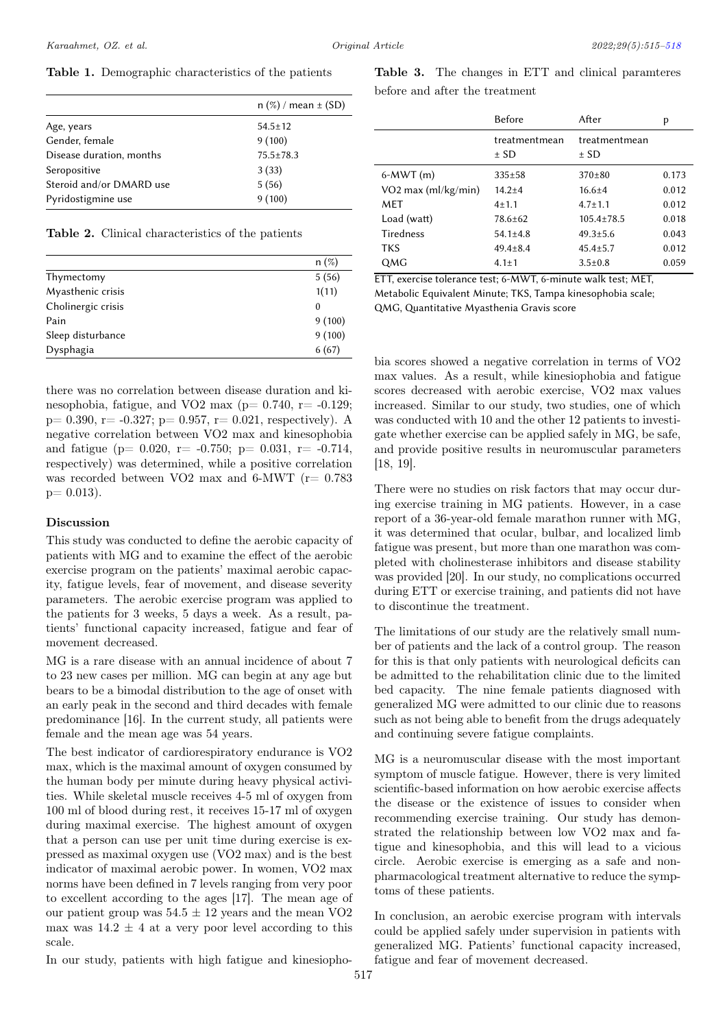**Table 1.** Demographic characteristics of the patients

| | n (%) / mean ± (SD) |
|---|---|
| Age, years | 54.5±12 |
| Gender, female | 9 (100) |
| Disease duration, months | 75.5±78.3 |
| Seropositive | 3 (33) |
| Steroid and/or DMARD use | 5 (56) |
| Pyridostigmine use | 9 (100) |

**Table 2.** Clinical characteristics of the patients

| | n (%) |
|---|---|
| Thymectomy | 5 (56) |
| Myasthenic crisis | 1(11) |
| Cholinergic crisis | 0 |
| Pain | 9 (100) |
| Sleep disturbance | 9 (100) |
| Dysphagia | 6 (67) |

there was no correlation between disease duration and kinesophobia, fatigue, and VO2 max ($p= 0.740$, $r= -0.129$; $p= 0.390$, $r= -0.327$; $p= 0.957$, $r= 0.021$, respectively). A negative correlation between VO2 max and kinesophobia and fatigue ($p= 0.020$, $r= -0.750$; $p= 0.031$, $r= -0.714$, respectively) was determined, while a positive correlation was recorded between VO2 max and 6-MWT ($r= 0.783$ $p= 0.013$).

**Table 3.** The changes in ETT and clinical paramteres before and after the treatment

| | Before treatmentmean ± SD | After treatmentmean ± SD | p |
|---|---|---|---|
| 6-MWT (m) | 335±58 | 370±80 | 0.173 |
| VO2 max (ml/kg/min) | 14.2±4 | 16.6±4 | 0.012 |
| MET | 4±1.1 | 4.7±1.1 | 0.012 |
| Load (watt) | 78.6±62 | 105.4±78.5 | 0.018 |
| Tiredness | 54.1±4.8 | 49.3±5.6 | 0.043 |
| TKS | 49.4±8.4 | 45.4±5.7 | 0.012 |
| QMG | 4.1±1 | 3.5±0.8 | 0.059 |

ETT, exercise tolerance test; 6-MWT, 6-minute walk test; MET, Metabolic Equivalent Minute; TKS, Tampa kinesophobia scale; QMG, Quantitative Myasthenia Gravis score

### Discussion

This study was conducted to define the aerobic capacity of patients with MG and to examine the effect of the aerobic exercise program on the patients' maximal aerobic capacity, fatigue levels, fear of movement, and disease severity parameters. The aerobic exercise program was applied to the patients for 3 weeks, 5 days a week. As a result, patients' functional capacity increased, fatigue and fear of movement decreased.

MG is a rare disease with an annual incidence of about 7 to 23 new cases per million. MG can begin at any age but bears to be a bimodal distribution to the age of onset with an early peak in the second and third decades with female predominance [16]. In the current study, all patients were female and the mean age was 54 years.

The best indicator of cardiorespiratory endurance is VO2 max, which is the maximal amount of oxygen consumed by the human body per minute during heavy physical activities. While skeletal muscle receives 4-5 ml of oxygen from 100 ml of blood during rest, it receives 15-17 ml of oxygen during maximal exercise. The highest amount of oxygen that a person can use per unit time during exercise is expressed as maximal oxygen use (VO2 max) and is the best indicator of maximal aerobic power. In women, VO2 max norms have been defined in 7 levels ranging from very poor to excellent according to the ages [17]. The mean age of our patient group was $54.5 \pm 12$ years and the mean VO2 max was $14.2 \pm 4$ at a very poor level according to this scale.

In our study, patients with high fatigue and kinesiophobia scores showed a negative correlation in terms of VO2 max values. As a result, while kinesiophobia and fatigue scores decreased with aerobic exercise, VO2 max values increased. Similar to our study, two studies, one of which was conducted with 10 and the other 12 patients to investigate whether exercise can be applied safely in MG, be safe, and provide positive results in neuromuscular parameters [18, 19].

There were no studies on risk factors that may occur during exercise training in MG patients. However, in a case report of a 36-year-old female marathon runner with MG, it was determined that ocular, bulbar, and localized limb fatigue was present, but more than one marathon was completed with cholinesterase inhibitors and disease stability was provided [20]. In our study, no complications occurred during ETT or exercise training, and patients did not have to discontinue the treatment.

The limitations of our study are the relatively small number of patients and the lack of a control group. The reason for this is that only patients with neurological deficits can be admitted to the rehabilitation clinic due to the limited bed capacity. The nine female patients diagnosed with generalized MG were admitted to our clinic due to reasons such as not being able to benefit from the drugs adequately and continuing severe fatigue complaints.

MG is a neuromuscular disease with the most important symptom of muscle fatigue. However, there is very limited scientific-based information on how aerobic exercise affects the disease or the existence of issues to consider when recommending exercise training. Our study has demonstrated the relationship between low VO2 max and fatigue and kinesophobia, and this will lead to a vicious circle. Aerobic exercise is emerging as a safe and non-pharmacological treatment alternative to reduce the symptoms of these patients.

In conclusion, an aerobic exercise program with intervals could be applied safely under supervision in patients with generalized MG. Patients' functional capacity increased, fatigue and fear of movement decreased.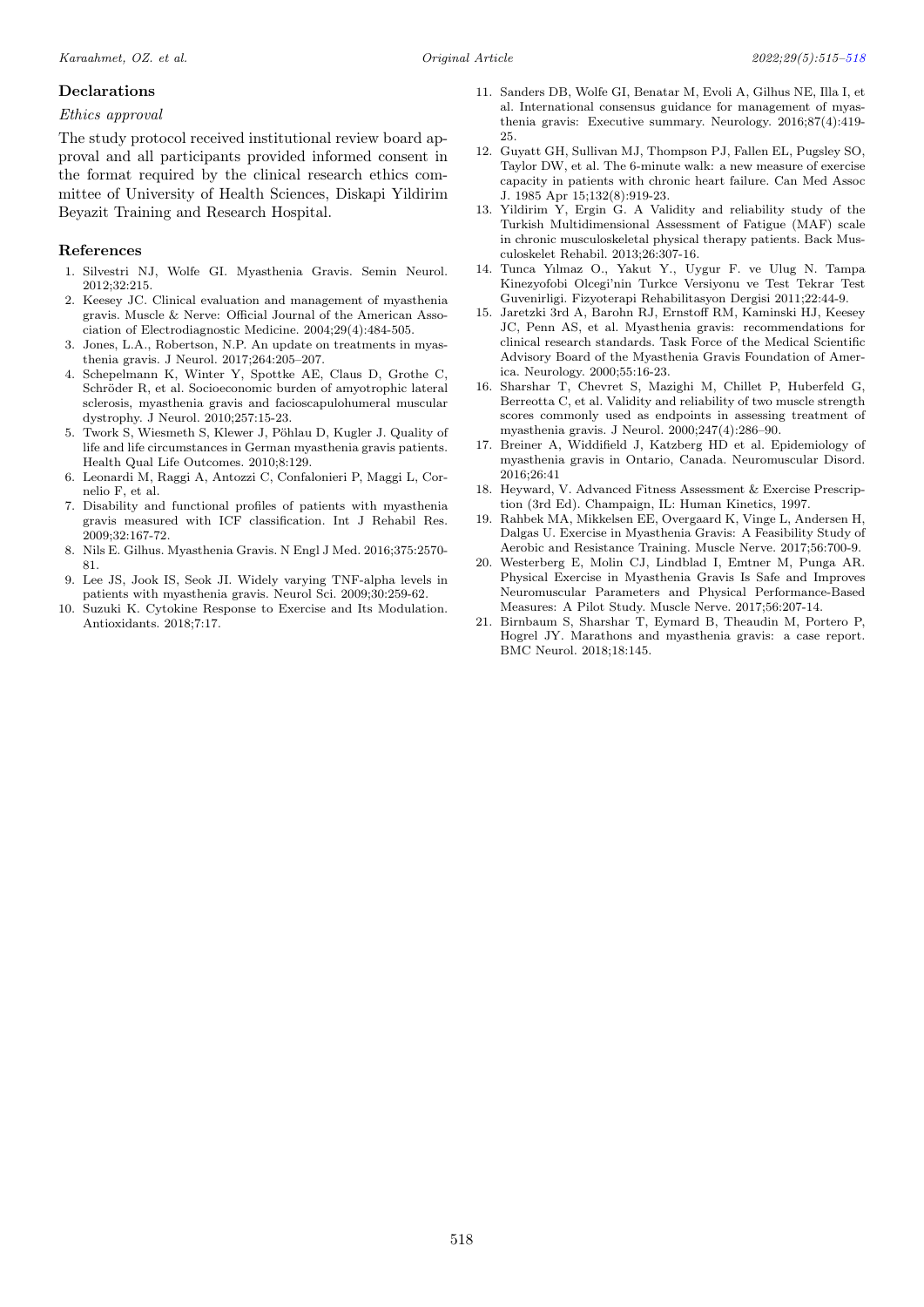## Declarations

### *Ethics approval*

The study protocol received institutional review board approval and all participants provided informed consent in the format required by the clinical research ethics committee of University of Health Sciences, Diskapi Yildirim Beyazit Training and Research Hospital.

## References

1. Silvestri NJ, Wolfe GI. Myasthenia Gravis. Semin Neurol. 2012;32:215.
2. Keesey JC. Clinical evaluation and management of myasthenia gravis. Muscle & Nerve: Official Journal of the American Association of Electrodiagnostic Medicine. 2004;29(4):484-505.
3. Jones, L.A., Robertson, N.P. An update on treatments in myasthenia gravis. J Neurol. 2017;264:205–207.
4. Schepelmann K, Winter Y, Spottke AE, Claus D, Grothe C, Schröder R, et al. Socioeconomic burden of amyotrophic lateral sclerosis, myasthenia gravis and facioscapulohumeral muscular dystrophy. J Neurol. 2010;257:15-23.
5. Twork S, Wiesmeth S, Klewer J, Pöhlau D, Kugler J. Quality of life and life circumstances in German myasthenia gravis patients. Health Qual Life Outcomes. 2010;8:129.
6. Leonardi M, Raggi A, Antozzi C, Confalonieri P, Maggi L, Cornelio F, et al.
7. Disability and functional profiles of patients with myasthenia gravis measured with ICF classification. Int J Rehabil Res. 2009;32:167-72.
8. Nils E. Gilhus. Myasthenia Gravis. N Engl J Med. 2016;375:2570-81.
9. Lee JS, Jook IS, Seok JI. Widely varying TNF-alpha levels in patients with myasthenia gravis. Neurol Sci. 2009;30:259-62.
10. Suzuki K. Cytokine Response to Exercise and Its Modulation. Antioxidants. 2018;7:17.
11. Sanders DB, Wolfe GI, Benatar M, Evoli A, Gilhus NE, Illa I, et al. International consensus guidance for management of myasthenia gravis: Executive summary. Neurology. 2016;87(4):419-25.
12. Guyatt GH, Sullivan MJ, Thompson PJ, Fallen EL, Pugsley SO, Taylor DW, et al. The 6-minute walk: a new measure of exercise capacity in patients with chronic heart failure. Can Med Assoc J. 1985 Apr 15;132(8):919-23.
13. Yildirim Y, Ergin G. A Validity and reliability study of the Turkish Multidimensional Assessment of Fatigue (MAF) scale in chronic musculoskeletal physical therapy patients. Back Musculoskelet Rehabil. 2013;26:307-16.
14. Tunca Yılmaz O., Yakut Y., Uygur F. ve Ulug N. Tampa Kinezyofobi Olcegi'nin Turkce Versiyonu ve Test Tekrar Test Guvenirligi. Fizyoterapi Rehabilitasyon Dergisi 2011;22:44-9.
15. Jaretzki 3rd A, Barohn RJ, Ernstoff RM, Kaminski HJ, Keesey JC, Penn AS, et al. Myasthenia gravis: recommendations for clinical research standards. Task Force of the Medical Scientific Advisory Board of the Myasthenia Gravis Foundation of America. Neurology. 2000;55:16-23.
16. Sharshar T, Chevret S, Mazighi M, Chillet P, Huberfeld G, Berreotta C, et al. Validity and reliability of two muscle strength scores commonly used as endpoints in assessing treatment of myasthenia gravis. J Neurol. 2000;247(4):286–90.
17. Breiner A, Widdifield J, Katzberg HD et al. Epidemiology of myasthenia gravis in Ontario, Canada. Neuromuscular Disord. 2016;26:41
18. Heyward, V. Advanced Fitness Assessment & Exercise Prescription (3rd Ed). Champaign, IL: Human Kinetics, 1997.
19. Rahbek MA, Mikkelsen EE, Overgaard K, Vinge L, Andersen H, Dalgas U. Exercise in Myasthenia Gravis: A Feasibility Study of Aerobic and Resistance Training. Muscle Nerve. 2017;56:700-9.
20. Westerberg E, Molin CJ, Lindblad I, Emtner M, Punga AR. Physical Exercise in Myasthenia Gravis Is Safe and Improves Neuromuscular Parameters and Physical Performance-Based Measures: A Pilot Study. Muscle Nerve. 2017;56:207-14.
21. Birnbaum S, Sharshar T, Eymard B, Theaudin M, Portero P, Hogrel JY. Marathons and myasthenia gravis: a case report. BMC Neurol. 2018;18:145.